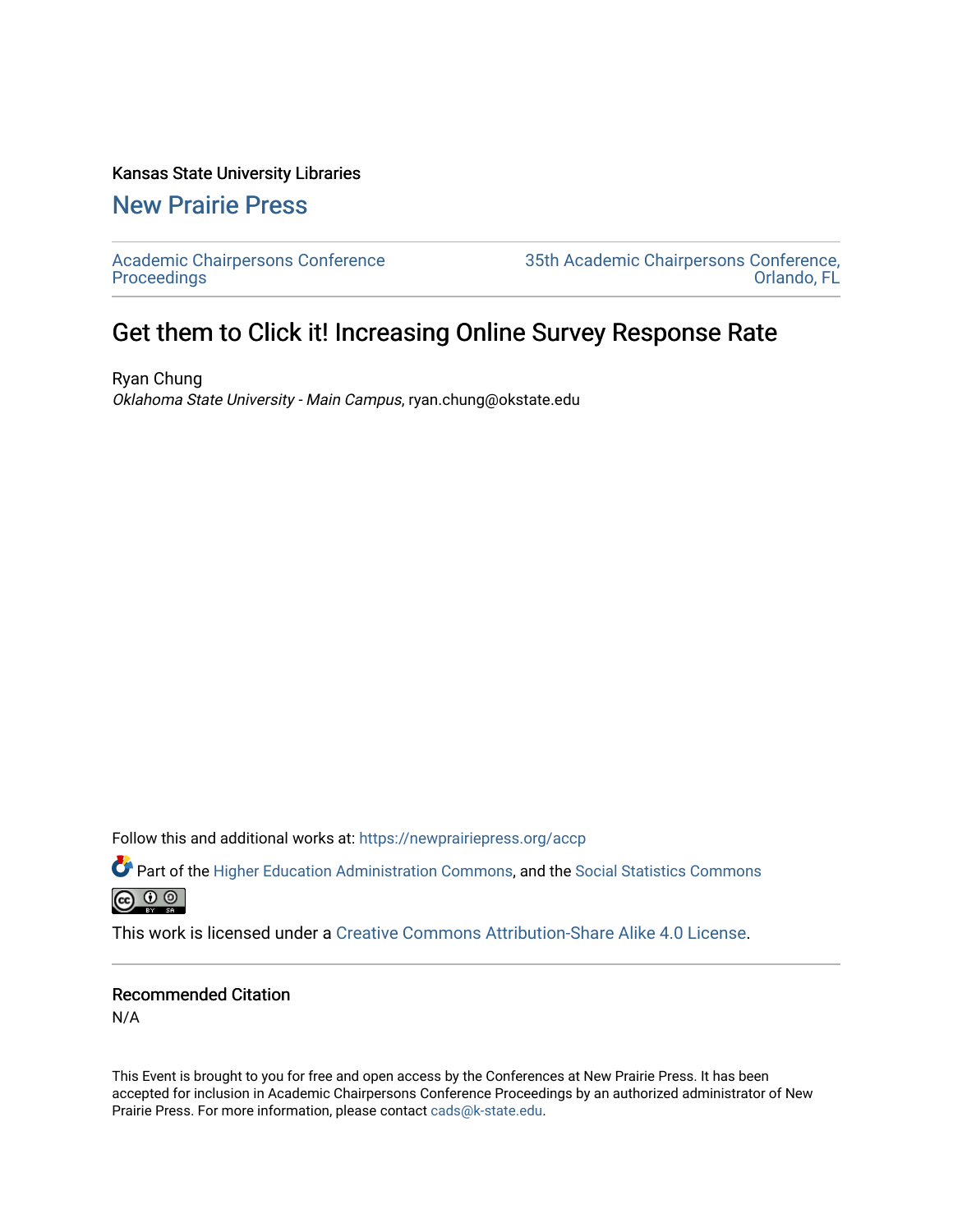Kansas State University Libraries

## New Prairie Press

Academic Chairpersons Conference Proceedings

35th Academic Chairpersons Conference, Orlando, FL

# Get them to Click it! Increasing Online Survey Response Rate

Ryan Chung
*Oklahoma State University - Main Campus*, ryan.chung@okstate.edu

Follow this and additional works at: https://newprairiepress.org/accp

Part of the Higher Education Administration Commons, and the Social Statistics Commons

This work is licensed under a Creative Commons Attribution-Share Alike 4.0 License.

### Recommended Citation

N/A

This Event is brought to you for free and open access by the Conferences at New Prairie Press. It has been accepted for inclusion in Academic Chairpersons Conference Proceedings by an authorized administrator of New Prairie Press. For more information, please contact cads@k-state.edu.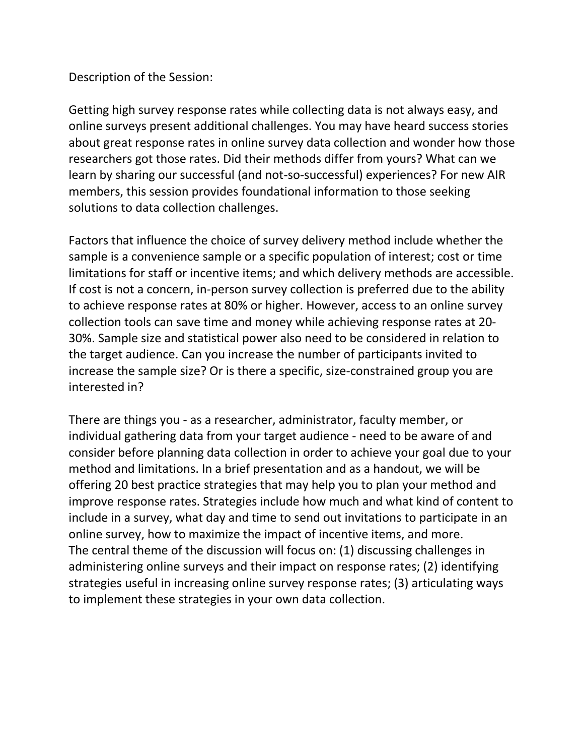Description of the Session:

Getting high survey response rates while collecting data is not always easy, and online surveys present additional challenges. You may have heard success stories about great response rates in online survey data collection and wonder how those researchers got those rates. Did their methods differ from yours? What can we learn by sharing our successful (and not-so-successful) experiences? For new AIR members, this session provides foundational information to those seeking solutions to data collection challenges.

Factors that influence the choice of survey delivery method include whether the sample is a convenience sample or a specific population of interest; cost or time limitations for staff or incentive items; and which delivery methods are accessible. If cost is not a concern, in-person survey collection is preferred due to the ability to achieve response rates at 80% or higher. However, access to an online survey collection tools can save time and money while achieving response rates at 20-30%. Sample size and statistical power also need to be considered in relation to the target audience. Can you increase the number of participants invited to increase the sample size? Or is there a specific, size-constrained group you are interested in?

There are things you - as a researcher, administrator, faculty member, or individual gathering data from your target audience - need to be aware of and consider before planning data collection in order to achieve your goal due to your method and limitations. In a brief presentation and as a handout, we will be offering 20 best practice strategies that may help you to plan your method and improve response rates. Strategies include how much and what kind of content to include in a survey, what day and time to send out invitations to participate in an online survey, how to maximize the impact of incentive items, and more.
The central theme of the discussion will focus on: (1) discussing challenges in administering online surveys and their impact on response rates; (2) identifying strategies useful in increasing online survey response rates; (3) articulating ways to implement these strategies in your own data collection.